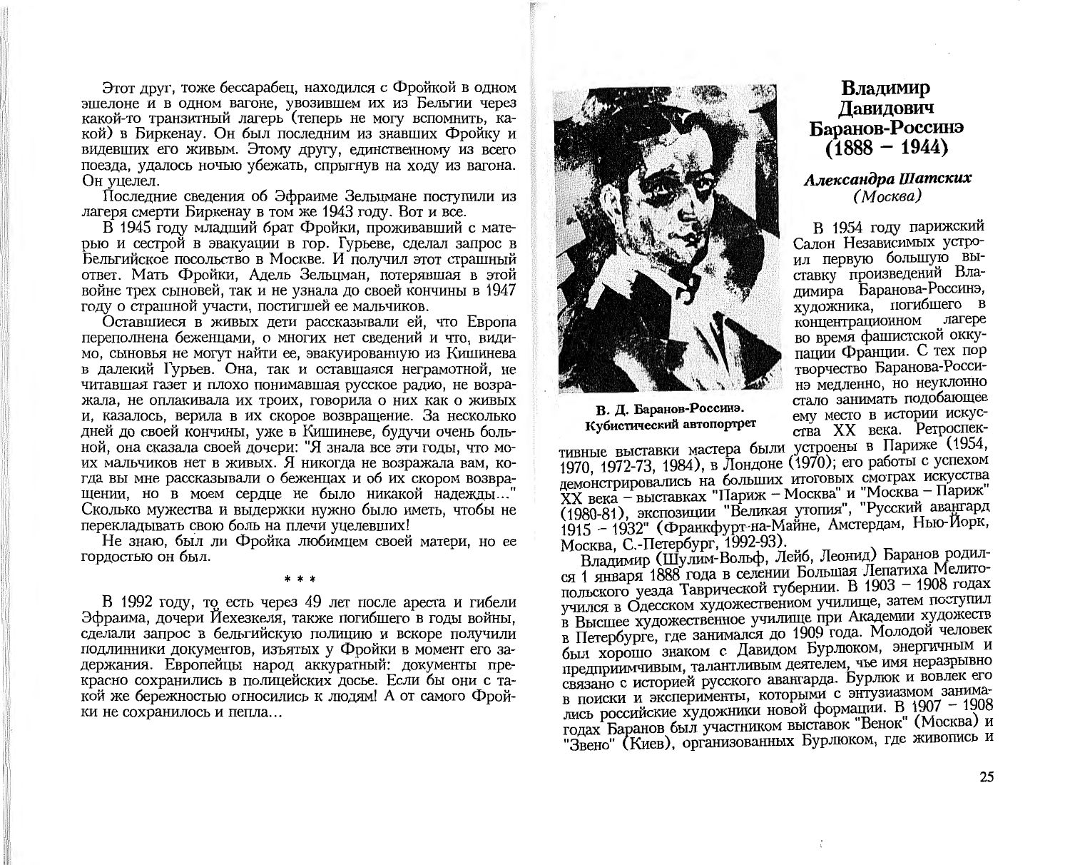Этот друг, тоже бессарабец, находился с Фройкой в одном эшелоне и в одном вагоне, увозившем их из Бельгии через какой-то транзитный лагерь (теперь не могу вспомнить, какой) в Биркенау. Он был последним из знавших Фройку и видевших его живым. Этому другу, единственному из всего поезда, удалось ночью убежать, спрыгнув на ходу из вагона. Он уцелел.

Последние сведения об Эфраиме Зельцмане поступили из лагеря смерти Биркенау в том же 1943 году. Вот и все.

В 1945 году младший брат Фройки, проживавший с матерью и сестрой в эвакуации в гор. Гурьеве, сделал запрос в Бельгийское посольство в Москве. И получил этот страшный ответ. Мать Фройки, Адель Зельцман, потерявшая в этой войне трех сыновей, так и не узнала до своей кончины в 1947 году о страшной участи, постигшей ее мальчиков.

Оставшиеся в живых дети рассказывали ей, что Европа переполнена беженцами, о многих нет сведений и что, видимо, сыновья не могут найти ее, эвакуированную из Кишинева в далекий Гурьев. Она, так и оставшаяся неграмотной, не читавшая газет и плохо понимавшая русское радио, не возражала, не оплакивала их троих, говорила о них как о живых и, казалось, верила в их скорое возвращение. За несколько дней до своей кончины, уже в Кишиневе, будучи очень больной, она сказала своей дочери: "Я знала все эти годы, что моих мальчиков нет в живых. Я никогда не возражала вам, когда вы мне рассказывали о беженцах и об их скором возвращении, но в моем сердце не было никакой надежды..." Сколько мужества и выдержки нужно было иметь, чтобы не перекладывать свою боль на плечи уцелевших!

Не знаю, был ли Фройка любимцем своей матери, но ее гордостью он был.

\* \* \*

В 1992 году, то есть через 49 лет после ареста и гибели Эфраима, дочери Йехезкеля, также погибшего в годы войны, сделали запрос в бельгийскую полицию и вскоре получили подлинники документов, изъятых у Фройки в момент его задержания. Европейцы народ аккуратный: документы прекрасно сохранились в полицейских досье. Если бы они с такой же бережностью относились к людям! А от самого Фройки не сохранилось и пепла...

# Владимир Давидович Баранов-Россинэ (1888 – 1944)

***Александра Шатских*** *(Москва)*

В. Д. Баранов-Россинэ. Кубистический автопортрет

В 1954 году парижский Салон Независимых устроил первую большую выставку произведений Владимира Баранова-Россинэ, художника, погибшего в концентрационном лагере во время фашистской оккупации Франции. С тех пор творчество Баранова-Россинэ медленно, но неуклонно стало занимать подобающее ему место в истории искусства XX века. Ретроспективные выставки мастера были устроены в Париже (1954, 1970, 1972-73, 1984), в Лондоне (1970); его работы с успехом демонстрировались на больших итоговых смотрах искусства XX века – выставках "Париж – Москва" и "Москва – Париж" (1980-81), экспозиции "Великая утопия", "Русский авангард 1915 – 1932" (Франкфурт-на-Майне, Амстердам, Нью-Йорк, Москва, С.-Петербург, 1992-93).

Владимир (Шулим-Вольф, Лейб, Леонид) Баранов родился 1 января 1888 года в селении Большая Лепатиха Мелитопольского уезда Таврической губернии. В 1903 – 1908 годах учился в Одесском художественном училище, затем поступил в Высшее художественное училище при Академии художеств в Петербурге, где занимался до 1909 года. Молодой человек был хорошо знаком с Давидом Бурлюком, энергичным и предприимчивым, талантливым деятелем, чье имя неразрывно связано с историей русского авангарда. Бурлюк и вовлек его в поиски и эксперименты, которыми с энтузиазмом занимались российские художники новой формации. В 1907 – 1908 годах Баранов был участником выставок "Венок" (Москва) и "Звено" (Киев), организованных Бурлюком, где живопись и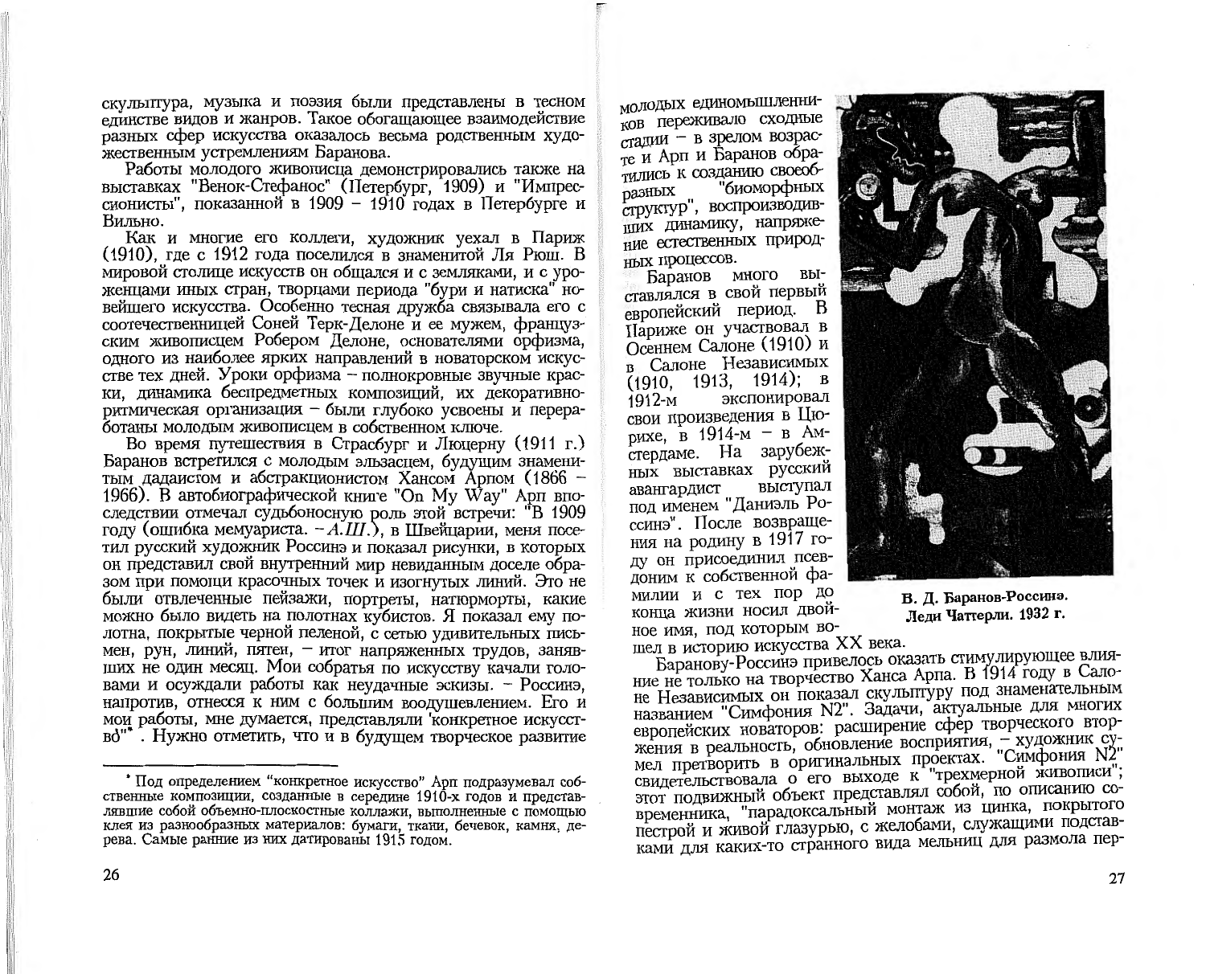скульптура, музыка и поэзия были представлены в тесном единстве видов и жанров. Такое обогащающее взаимодействие разных сфер искусства оказалось весьма родственным художественным устремлениям Баранова.

Работы молодого живописца демонстрировались также на выставках "Венок-Стефанос" (Петербург, 1909) и "Импрессионисты", показанной в 1909 – 1910 годах в Петербурге и Вильно.

Как и многие его коллеги, художник уехал в Париж (1910), где с 1912 года поселился в знаменитой Ля Рюш. В мировой столице искусств он общался и с земляками, и с уроженцами иных стран, творцами периода "бури и натиска" новейшего искусства. Особенно тесная дружба связывала его с соотечественницей Соней Терк-Делоне и ее мужем, французским живописцем Робером Делоне, основателями орфизма, одного из наиболее ярких направлений в новаторском искусстве тех дней. Уроки орфизма – полнокровные звучные краски, динамика беспредметных композиций, их декоративно-ритмическая организация – были глубоко усвоены и переработаны молодым живописцем в собственном ключе.

Во время путешествия в Страсбург и Люцерну (1911 г.) Баранов встретился с молодым эльзасцем, будущим знаменитым дадаистом и абстракционистом Хансом Арпом (1866 – 1966). В автобиографической книге "On My Way" Арп впоследствии отмечал судьбоносную роль этой встречи: "В 1909 году (ошибка мемуариста. – *А.Ш.*), в Швейцарии, меня посетил русский художник Россинэ и показал рисунки, в которых он представил свой внутренний мир невиданным доселе образом при помощи красочных точек и изогнутых линий. Это не были отвлеченные пейзажи, портреты, натюрморты, какие можно было видеть на полотнах кубистов. Я показал ему полотна, покрытые черной пеленой, с сетью удивительных письмен, рун, линий, пятен, – итог напряженных трудов, занявших не один месяц. Мои собратья по искусству качали головами и осуждали работы как неудачные эскизы. – Россинэ, напротив, отнесся к ним с большим воодушевлением. Его и мои работы, мне думается, представляли 'конкретное искусство'"* . Нужно отметить, что и в будущем творческое развитие молодых единомышленников переживало сходные стадии – в зрелом возрасте и Арп и Баранов обратились к созданию своеобразных "биоморфных структур", воспроизводивших динамику, напряжение естественных природных процессов.

Баранов много выставлялся в свой первый европейский период. В Париже он участвовал в Осеннем Салоне (1910) и в Салоне Независимых (1910, 1913, 1914); в 1912-м экспонировал свои произведения в Цюрихе, в 1914-м – в Амстердаме. На зарубежных выставках русский авангардист выступал под именем "Даниэль Россинэ". После возвращения на родину в 1917 году он присоединил псевдоним к собственной фамилии и с тех пор до конца жизни носил двойное имя, под которым вошел в историю искусства XX века.

**В. Д. Баранов-Россинэ. Леди Чаттерли. 1932 г.**

Баранову-Россинэ привелось оказать стимулирующее влияние не только на творчество Ханса Арпа. В 1914 году в Салоне Независимых он показал скульптуру под знаменательным названием "Симфония N2". Задачи, актуальные для многих европейских новаторов: расширение сфер творческого вторжения в реальность, обновление восприятия, – художник сумел претворить в оригинальных проектах. "Симфония N2" свидетельствовала о его выходе к "трехмерной живописи"; этот подвижный объект представлял собой, по описанию современника, "парадоксальный монтаж из цинка, покрытого пестрой и живой глазурью, с желобами, служащими подставками для каких-то странного вида мельниц для размола пер-

---

\* Под определением "конкретное искусство" Арп подразумевал собственные композиции, созданные в середине 1910-х годов и представлявшие собой объемно-плоскостные коллажи, выполненные с помощью клея из разнообразных материалов: бумаги, ткани, бечевок, камня, дерева. Самые ранние из них датированы 1915 годом.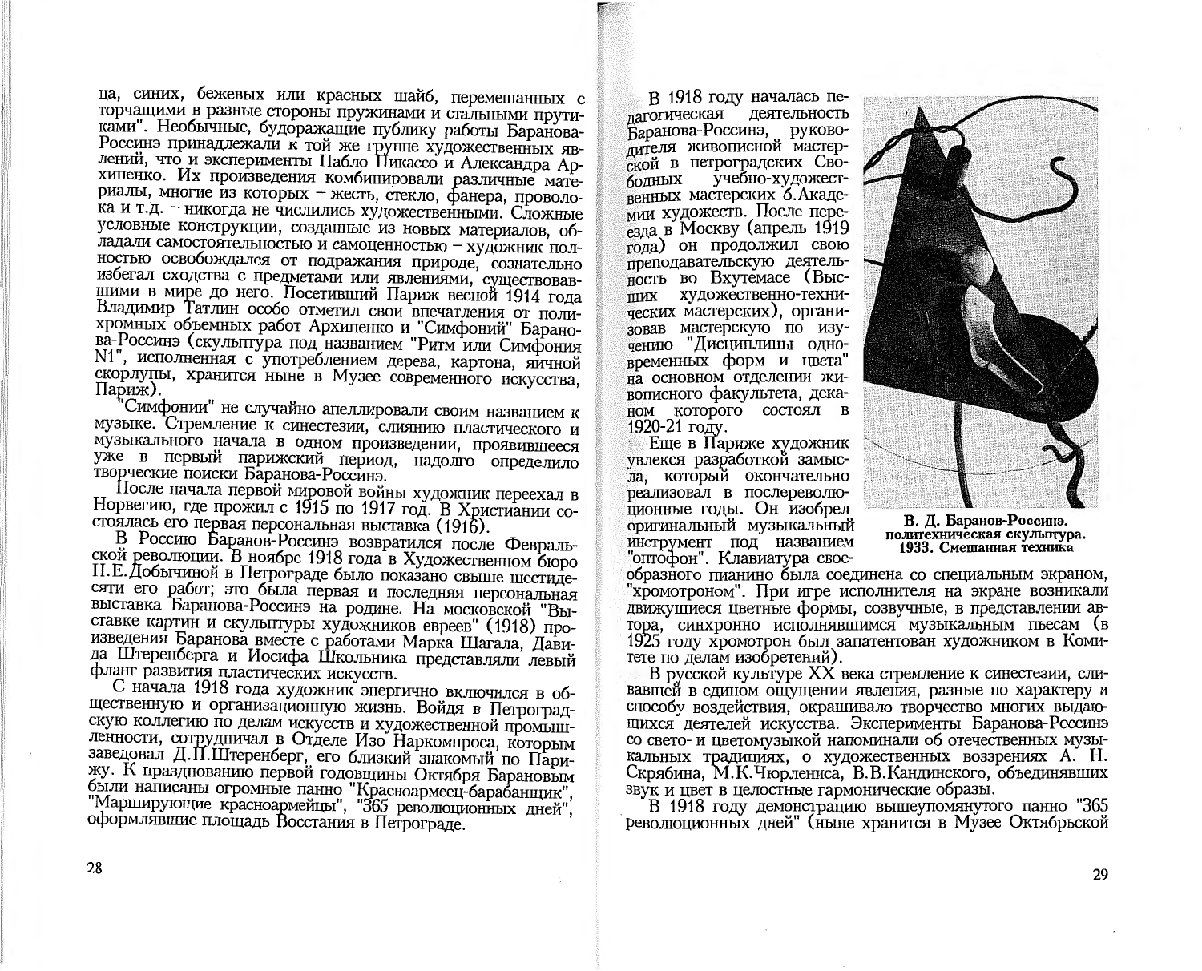ца, синих, бежевых или красных шайб, перемешанных с торчащими в разные стороны пружинами и стальными прутиками". Необычные, будоражащие публику работы Баранова-Россинэ принадлежали к той же группе художественных явлений, что и эксперименты Пабло Пикассо и Александра Архипенко. Их произведения комбинировали различные материалы, многие из которых – жесть, стекло, фанера, проволока и т.д. – никогда не числились художественными. Сложные условные конструкции, созданные из новых материалов, обладали самостоятельностью и самоценностью – художник полностью освобождался от подражания природе, сознательно избегал сходства с предметами или явлениями, существовавшими в мире до него. Посетивший Париж весной 1914 года Владимир Татлин особо отметил свои впечатления от полихромных объемных работ Архипенко и "Симфоний" Баранова-Россинэ (скульптура под названием "Ритм или Симфония N1", исполненная с употреблением дерева, картона, яичной скорлупы, хранится ныне в Музее современного искусства, Париж).

"Симфонии" не случайно апеллировали своим названием к музыке. Стремление к синестезии, слиянию пластического и музыкального начала в одном произведении, проявившееся уже в первый парижский период, надолго определило творческие поиски Баранова-Россинэ.

После начала первой мировой войны художник переехал в Норвегию, где прожил с 1915 по 1917 год. В Христиании состоялась его первая персональная выставка (1916).

В Россию Баранов-Россинэ возвратился после Февральской революции. В ноябре 1918 года в Художественном бюро Н.Е.Добычиной в Петрограде было показано свыше шестидесяти его работ; это была первая и последняя персональная выставка Баранова-Россинэ на родине. На московской "Выставке картин и скульптуры художников евреев" (1918) произведения Баранова вместе с работами Марка Шагала, Давида Штеренберга и Иосифа Школьника представляли левый фланг развития пластических искусств.

С начала 1918 года художник энергично включился в общественную и организационную жизнь. Войдя в Петроградскую коллегию по делам искусств и художественной промышленности, сотрудничал в Отделе Изо Наркомпроса, которым заведовал Д.П.Штеренберг, его близкий знакомый по Парижу. К празднованию первой годовщины Октября Барановым были написаны огромные панно "Красноармеец-барабанщик", "Марширующие красноармейцы", "365 революционных дней", оформлявшие площадь Восстания в Петрограде.

В 1918 году началась педагогическая деятельность Баранова-Россинэ, руководителя живописной мастерской в петроградских Свободных учебно-художественных мастерских б.Академии художеств. После переезда в Москву (апрель 1919 года) он продолжил свою преподавательскую деятельность во Вхутемасе (Высших художественно-технических мастерских), организовав мастерскую по изучению "Дисциплины одновременных форм и цвета" на основном отделении живописного факультета, деканом которого состоял в 1920-21 году.

**В. Д. Баранов-Россинэ. политехническая скульптура. 1933. Смешанная техника**

Еще в Париже художник увлекся разработкой замысла, который окончательно реализовал в послереволюционные годы. Он изобрел оригинальный музыкальный инструмент под названием "оптофон". Клавиатура своеобразного пианино была соединена со специальным экраном, "хромотроном". При игре исполнителя на экране возникали движущиеся цветные формы, созвучные, в представлении автора, синхронно исполнявшимся музыкальным пьесам (в 1925 году хромотрон был запатентован художником в Комитете по делам изобретений).

В русской культуре XX века стремление к синестезии, слившей в едином ощущении явления, разные по характеру и способу воздействия, окрашивало творчество многих выдающихся деятелей искусства. Эксперименты Баранова-Россинэ со свето- и цветомузыкой напоминали об отечественных музыкальных традициях, о художественных воззрениях А. Н. Скрябина, М.К.Чюрлениса, В.В.Кандинского, объединявших звук и цвет в целостные гармонические образы.

В 1918 году демонстрацию вышеупомянутого панно "365 революционных дней" (ныне хранится в Музее Октябрьской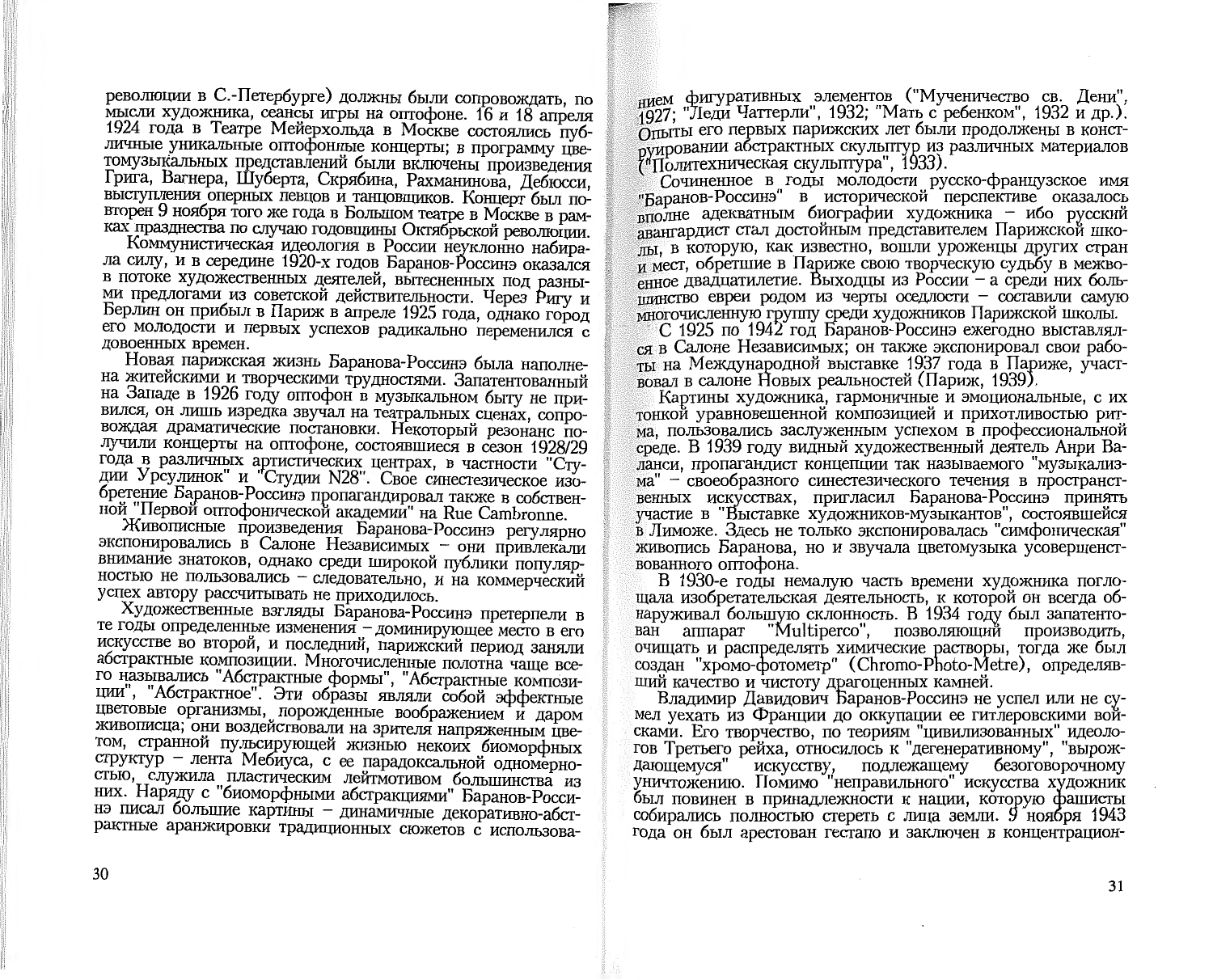революции в С.-Петербурге) должны были сопровождать, по мысли художника, сеансы игры на оптофоне. 16 и 18 апреля 1924 года в Театре Мейерхольда в Москве состоялись публичные уникальные оптофонные концерты; в программу цветомузыкальных представлений были включены произведения Грига, Вагнера, Шуберта, Скрябина, Рахманинова, Дебюсси, выступления оперных певцов и танцовщиков. Концерт был повторен 9 ноября того же года в Большом театре в Москве в рамках празднества по случаю годовщины Октябрьской революции.

Коммунистическая идеология в России неуклонно набирала силу, и в середине 1920-х годов Баранов-Россинэ оказался в потоке художественных деятелей, вытесненных под разными предлогами из советской действительности. Через Ригу и Берлин он прибыл в Париж в апреле 1925 года, однако город его молодости и первых успехов радикально переменился с довоенных времен.

Новая парижская жизнь Баранова-Россинэ была наполнена житейскими и творческими трудностями. Запатентованный на Западе в 1926 году оптофон в музыкальном быту не привился, он лишь изредка звучал на театральных сценах, сопровождая драматические постановки. Некоторый резонанс получили концерты на оптофоне, состоявшиеся в сезон 1928/29 года в различных артистических центрах, в частности "Студии Урсулинок" и "Студии N28". Свое синестезическое изобретение Баранов-Россинэ пропагандировал также в собственной "Первой оптофонической академии" на Rue Cambronne.

Живописные произведения Баранова-Россинэ регулярно экспонировались в Салоне Независимых – они привлекали внимание знатоков, однако среди широкой публики популярностью не пользовались – следовательно, и на коммерческий успех автору рассчитывать не приходилось.

Художественные взгляды Баранова-Россинэ претерпели в те годы определенные изменения – доминирующее место в его искусстве во второй, и последний, парижский период заняли абстрактные композиции. Многочисленные полотна чаще всего назывались "Абстрактные формы", "Абстрактные композиции", "Абстрактное". Эти образы являли собой эффектные цветовые организмы, порожденные воображением и даром живописца; они воздействовали на зрителя напряженным цветом, странной пульсирующей жизнью некоих биоморфных структур – лента Мебиуса, с ее парадоксальной одномерностью, служила пластическим лейтмотивом большинства из них. Наряду с "биоморфными абстракциями" Баранов-Россинэ писал большие картины – динамичные декоративно-абстрактные аранжировки традиционных сюжетов с использованием фигуративных элементов ("Мученичество св. Дени", 1927; "Леди Чаттерли", 1932; "Мать с ребенком", 1932 и др.). Опыты его первых парижских лет были продолжены в конструировании абстрактных скульптур из различных материалов ("Политехническая скульптура", 1933).

Сочиненное в годы молодости русско-французское имя "Баранов-Россинэ" в исторической перспективе оказалось вполне адекватным биографии художника – ибо русский авангардист стал достойным представителем Парижской школы, в которую, как известно, вошли уроженцы других стран и мест, обретшие в Париже свою творческую судьбу в межвоенное двадцатилетие. Выходцы из России – а среди них большинство евреи родом из черты оседлости – составили самую многочисленную группу среди художников Парижской школы.

С 1925 по 1942 год Баранов-Россинэ ежегодно выставлялся в Салоне Независимых; он также экспонировал свои работы на Международной выставке 1937 года в Париже, участвовал в салоне Новых реальностей (Париж, 1939).

Картины художника, гармоничные и эмоциональные, с их тонкой уравновешенной композицией и прихотливостью ритма, пользовались заслуженным успехом в профессиональной среде. В 1939 году видный художественный деятель Анри Валанси, пропагандист концепции так называемого "музыкализма" – своеобразного синестезического течения в пространственных искусствах, пригласил Баранова-Россинэ принять участие в "Выставке художников-музыкантов", состоявшейся в Лиможе. Здесь не только экспонировалась "симфоническая" живопись Баранова, но и звучала цветомузыка усовершенствованного оптофона.

В 1930-е годы немалую часть времени художника поглощала изобретательская деятельность, к которой он всегда обнаруживал большую склонность. В 1934 году был запатентован аппарат "Multiperco", позволяющий производить, очищать и распределять химические растворы, тогда же был создан "хромо-фотометр" (Chromo-Photo-Metre), определявший качество и чистоту драгоценных камней.

Владимир Давидович Баранов-Россинэ не успел или не сумел уехать из Франции до оккупации ее гитлеровскими войсками. Его творчество, по теориям "цивилизованных" идеологов Третьего рейха, относилось к "дегенеративному", "вырождающемуся" искусству, подлежащему безоговорочному уничтожению. Помимо "неправильного" искусства художник был повинен в принадлежности к нации, которую фашисты собирались полностью стереть с лица земли. 9 ноября 1943 года он был арестован гестапо и заключен в концентрацион-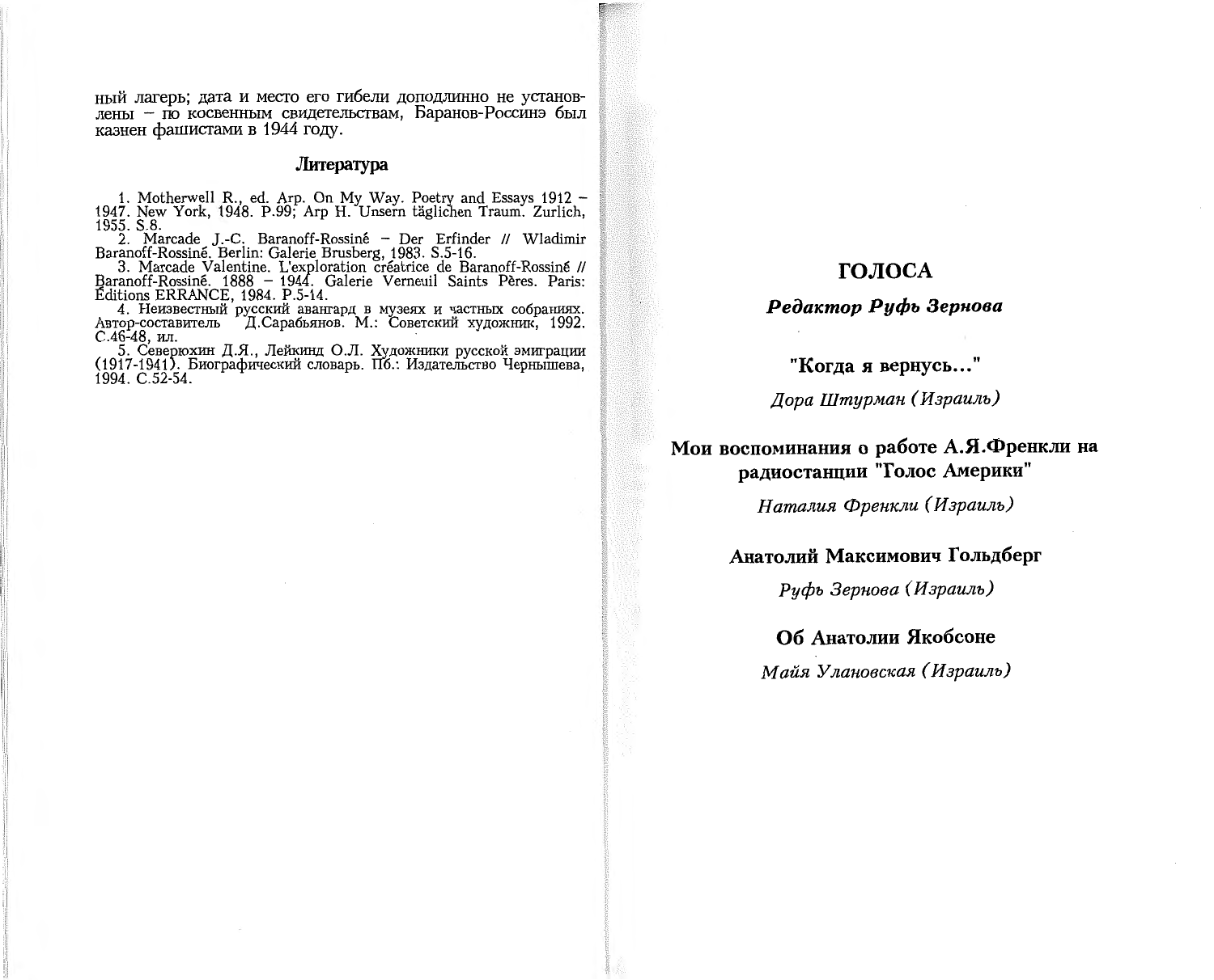ный лагерь; дата и место его гибели доподлинно не установлены – по косвенным свидетельствам, Баранов-Россинэ был казнен фашистами в 1944 году.

### Литература

1. Motherwell R., ed. Arp. On My Way. Poetry and Essays 1912 – 1947. New York, 1948. P.99; Arp H. Unsern täglichen Traum. Zurlich, 1955. S.8.
2. Marcade J.-C. Baranoff-Rossiné – Der Erfinder // Wladimir Baranoff-Rossiné. Berlin: Galerie Brusberg, 1983. S.5-16.
3. Marcade Valentine. L'exploration créatrice de Baranoff-Rossiné // Baranoff-Rossiné. 1888 – 1944. Galerie Verneuil Saints Pères. Paris: Éditions ERRANCE, 1984. P.5-14.
4. Неизвестный русский авангард в музеях и частных собраниях. Автор-составитель Д.Сарабьянов. М.: Советский художник, 1992. С.46-48, ил.
5. Северюхин Д.Я., Лейкинд О.Л. Художники русской эмиграции (1917-1941). Биографический словарь. Пб.: Издательство Чернышева, 1994. С.52-54.

# ГОЛОСА

***Редактор Руфь Зернова***

### "Когда я вернусь..."

*Дора Штурман (Израиль)*

### Мои воспоминания о работе А.Я.Френкли на радиостанции "Голос Америки"

*Наталия Френкли (Израиль)*

### Анатолий Максимович Гольдберг

*Руфь Зернова (Израиль)*

### Об Анатолии Якобсоне

*Майя Улановская (Израиль)*